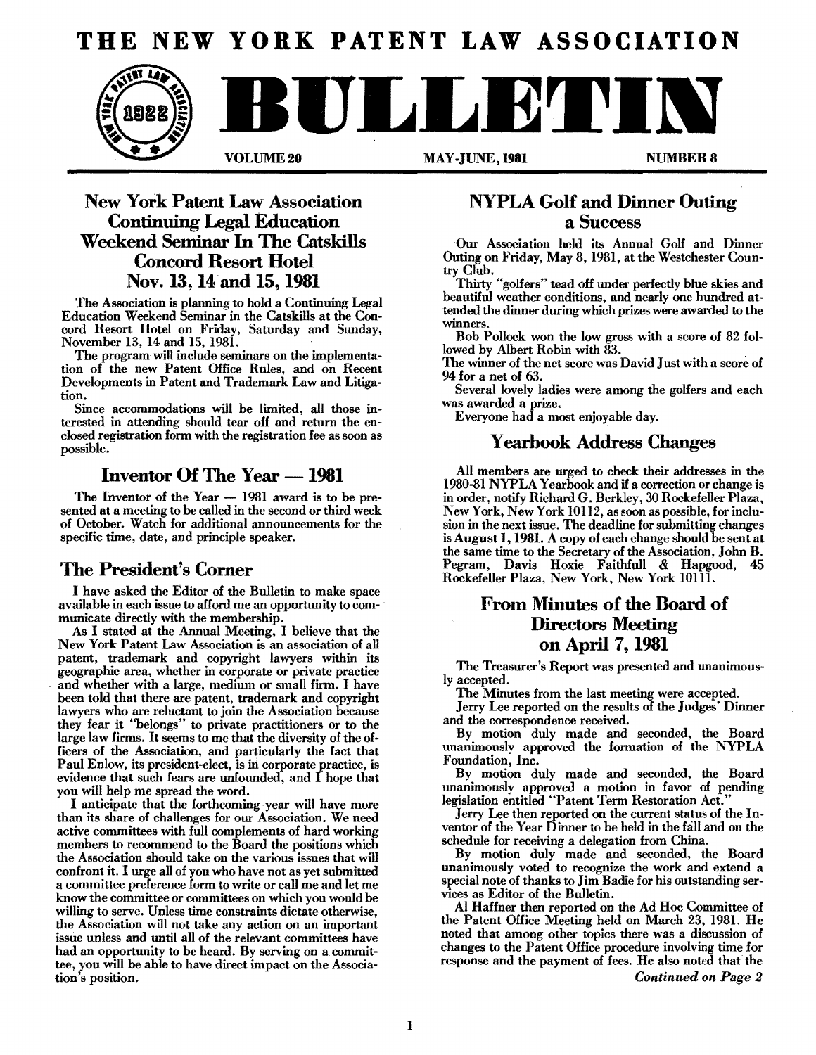# THE NEW YORK PATENT LAW ASSOCIATION

# BULLETIN

VOLUME 20 MAY-JUNE, 1981 NUMBER 8

## New York Patent Law Association Continuing Legal Education Weekend Seminar In The Catskills Concord Resort Hotel Nov. 13, 14 and 15, 1981

The Association is planning to hold a Continuing Legal Education Weekend Seminar in the Catskills at the Concord Resort Hotel on Friday, Saturday and Sunday, November 13, 14 and 15, 1981.

The program will include seminars on the implementation of the new Patent Office Rules, and on Recent Developments in Patent and Trademark Law and Litigation.

Since accommodations will be limited, all those interested in attending should tear off and return the enclosed registration form with the registration fee as soon as possible.

## Inventor Of The Year — 1981

The Inventor of the Year — 1981 award is to be presented at a meeting to be called in the second or third week of October. Watch for additional announcements for the specific time, date, and principle speaker.

## The President's Corner

I have asked the Editor of the Bulletin to make space available in each issue to afford me an opportunity to communicate directly with the membership.

As I stated at the Annual Meeting, I believe that the New York Patent Law Association is an association of all patent, trademark and copyright lawyers within its geographic area, whether in corporate or private practice and whether with a large, medium or small firm. I have been told that there are patent, trademark and copyright lawyers who are reluctant to join the Association because they fear it "belongs" to private practitioners or to the large law firms. It seems to me that the diversity of the officers of the Association, and particularly the fact that Paul Enlow, its president-elect, is in corporate practice, is evidence that such fears are unfounded, and I hope that you will help me spread the word.

I anticipate that the forthcoming year will have more than its share of challenges for our Association. We need active committees with full complements of hard working members to recommend to the Board the positions which the Association should take on the various issues that will confront it. I urge all of you who have not as yet submitted a committee preference form to write or call me and let me know the committee or committees on which you would be willing to serve. Unless time constraints dictate otherwise, the Association will not take any action on an important issue unless and until all of the relevant committees have had an opportunity to be heard. By serving on a committee, you will be able to have direct impact on the Association's position.

## NYPLA Golf and Dinner Outing a Success

Our Association held its Annual Golf and Dinner Outing on Friday, May 8, 1981, at the Westchester Country Club.

Thirty "golfers" tead off under perfectly blue skies and beautiful weather conditions, and nearly one hundred attended the dinner during which prizes were awarded to the winners.

Bob Pollock won the low gross with a score of 82 followed by Albert Robin with 83.

The winner of the net score was David Just with a score of 94 for a net of 63.

Several lovely ladies were among the golfers and each was awarded a prize.

Everyone had a most enjoyable day.

## Yearbook Address Changes

All members are urged to check their addresses in the 1980-81 NYPLA Yearbook and if a correction or change is in order, notify Richard G. Berkley, 30 Rockefeller Plaza, New York, New York 10112, as soon as possible, for inclusion in the next issue. The deadline for submitting changes is August 1, 1981. A copy of each change should be sent at the same time to the Secretary of the Association, John B. Pegram, Davis Hoxie Faithfull & Hapgood, 45 Rockefeller Plaza, New York, New York 10111.

## From Minutes of the Board of Directors Meeting on April 7, 1981

The Treasurer's Report was presented and unanimously accepted.

The Minutes from the last meeting were accepted.

Jerry Lee reported on the results of the Judges' Dinner and the correspondence received.

By motion duly made and seconded, the Board unanimously approved the formation of the NYPLA Foundation, Inc.

By motion duly made and seconded, the Board unanimously approved a motion in favor of pending legislation entitled "Patent Term Restoration Act."

Jerry Lee then reported on the current status of the Inventor of the Year Dinner to be held in the fall and on the schedule for receiving a delegation from China.

By motion duly made and seconded, the Board unanimously voted to recognize the work and extend a special note of thanks to Jim Badie for his outstanding services as Editor of the Bulletin.

Al Haffner then reported on the Ad Hoc Committee of the Patent Office Meeting held on March 23, 1981. He noted that among other topics there was a discussion of changes to the Patent Office procedure involving time for response and the payment of fees. He also noted that the

*Continued on Page 2*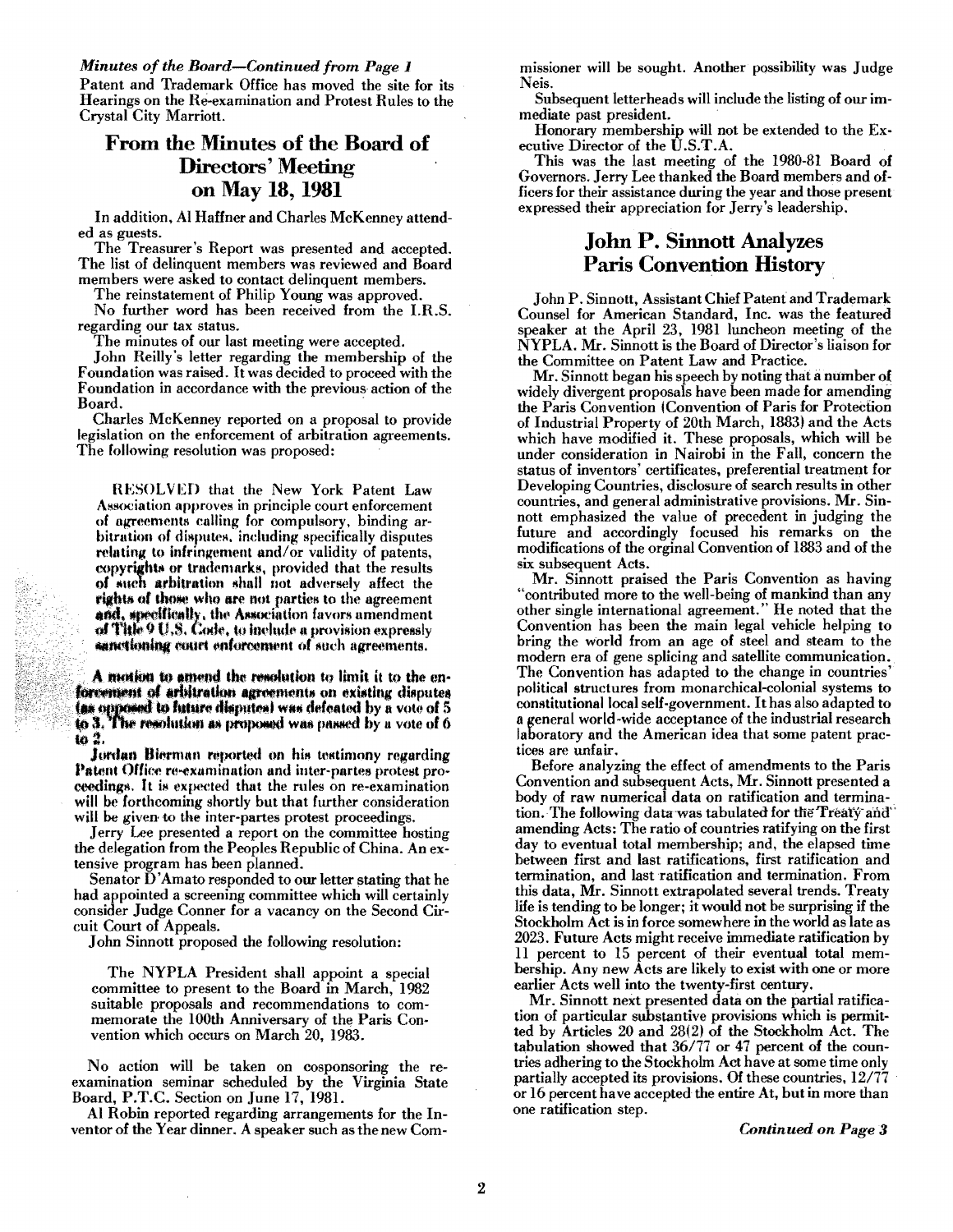*Minutes of the Board—Continued from Page 1*

Patent and Trademark Office has moved the site for its Hearings on the Re-examination and Protest Rules to the Crystal City Marriott.

## From the Minutes of the Board of Directors' Meeting on May 18, 1981

In addition, Al Haffner and Charles McKenney attended as guests.

The Treasurer's Report was presented and accepted. The list of delinquent members was reviewed and Board members were asked to contact delinquent members.

The reinstatement of Philip Young was approved.

No further word has been received from the I.R.S. regarding our tax status.

The minutes of our last meeting were accepted.

John Reilly's letter regarding the membership of the Foundation was raised. It was decided to proceed with the Foundation in accordance with the previous action of the Board.

Charles McKenney reported on a proposal to provide legislation on the enforcement of arbitration agreements. The following resolution was proposed:

> RESOLVED that the New York Patent Law Association approves in principle court enforcement of agreements calling for compulsory, binding arbitration of disputes, including specifically disputes relating to infringement and/or validity of patents, copyrights or trademarks, provided that the results of such arbitration shall not adversely affect the rights of those who are not parties to the agreement and, specifically, the Association favors amendment of Title 9 U.S. Code, to include a provision expressly sanctioning court enforcement of such agreements.

A motion to amend the resolution to limit it to the enforcement of arbitration agreements on existing disputes (as opposed to future disputes) was defeated by a vote of 5 to 3. The resolution as proposed was passed by a vote of 6 to 2.

Jordan Bierman reported on his testimony regarding Patent Office re-examination and inter-partes protest proceedings. It is expected that the rules on re-examination will be forthcoming shortly but that further consideration will be given to the inter-partes protest proceedings.

Jerry Lee presented a report on the committee hosting the delegation from the Peoples Republic of China. An extensive program has been planned.

Senator D'Amato responded to our letter stating that he had appointed a screening committee which will certainly consider Judge Conner for a vacancy on the Second Circuit Court of Appeals.

John Sinnott proposed the following resolution:

> The NYPLA President shall appoint a special committee to present to the Board in March, 1982 suitable proposals and recommendations to commemorate the 100th Anniversary of the Paris Convention which occurs on March 20, 1983.

No action will be taken on cosponsoring the re-examination seminar scheduled by the Virginia State Board, P.T.C. Section on June 17, 1981.

Al Robin reported regarding arrangements for the Inventor of the Year dinner. A speaker such as the new Commissioner will be sought. Another possibility was Judge Neis.

Subsequent letterheads will include the listing of our immediate past president.

Honorary membership will not be extended to the Executive Director of the U.S.T.A.

This was the last meeting of the 1980-81 Board of Governors. Jerry Lee thanked the Board members and officers for their assistance during the year and those present expressed their appreciation for Jerry's leadership.

## John P. Sinnott Analyzes Paris Convention History

John P. Sinnott, Assistant Chief Patent and Trademark Counsel for American Standard, Inc. was the featured speaker at the April 23, 1981 luncheon meeting of the NYPLA. Mr. Sinnott is the Board of Director's liaison for the Committee on Patent Law and Practice.

Mr. Sinnott began his speech by noting that a number of widely divergent proposals have been made for amending the Paris Convention (Convention of Paris for Protection of Industrial Property of 20th March, 1883) and the Acts which have modified it. These proposals, which will be under consideration in Nairobi in the Fall, concern the status of inventors' certificates, preferential treatment for Developing Countries, disclosure of search results in other countries, and general administrative provisions. Mr. Sinnott emphasized the value of precedent in judging the future and accordingly focused his remarks on the modifications of the orginal Convention of 1883 and of the six subsequent Acts.

Mr. Sinnott praised the Paris Convention as having "contributed more to the well-being of mankind than any other single international agreement." He noted that the Convention has been the main legal vehicle helping to bring the world from an age of steel and steam to the modern era of gene splicing and satellite communication. The Convention has adapted to the change in countries' political structures from monarchical-colonial systems to constitutional local self-government. It has also adapted to a general world-wide acceptance of the industrial research laboratory and the American idea that some patent practices are unfair.

Before analyzing the effect of amendments to the Paris Convention and subsequent Acts, Mr. Sinnott presented a body of raw numerical data on ratification and termination. The following data was tabulated for the Treaty and amending Acts: The ratio of countries ratifying on the first day to eventual total membership; and, the elapsed time between first and last ratifications, first ratification and termination, and last ratification and termination. From this data, Mr. Sinnott extrapolated several trends. Treaty life is tending to be longer; it would not be surprising if the Stockholm Act is in force somewhere in the world as late as 2023. Future Acts might receive immediate ratification by 11 percent to 15 percent of their eventual total membership. Any new Acts are likely to exist with one or more earlier Acts well into the twenty-first century.

Mr. Sinnott next presented data on the partial ratification of particular substantive provisions which is permitted by Articles 20 and 28(2) of the Stockholm Act. The tabulation showed that 36/77 or 47 percent of the countries adhering to the Stockholm Act have at some time only partially accepted its provisions. Of these countries, 12/77 or 16 percent have accepted the entire At, but in more than one ratification step.

*Continued on Page 3*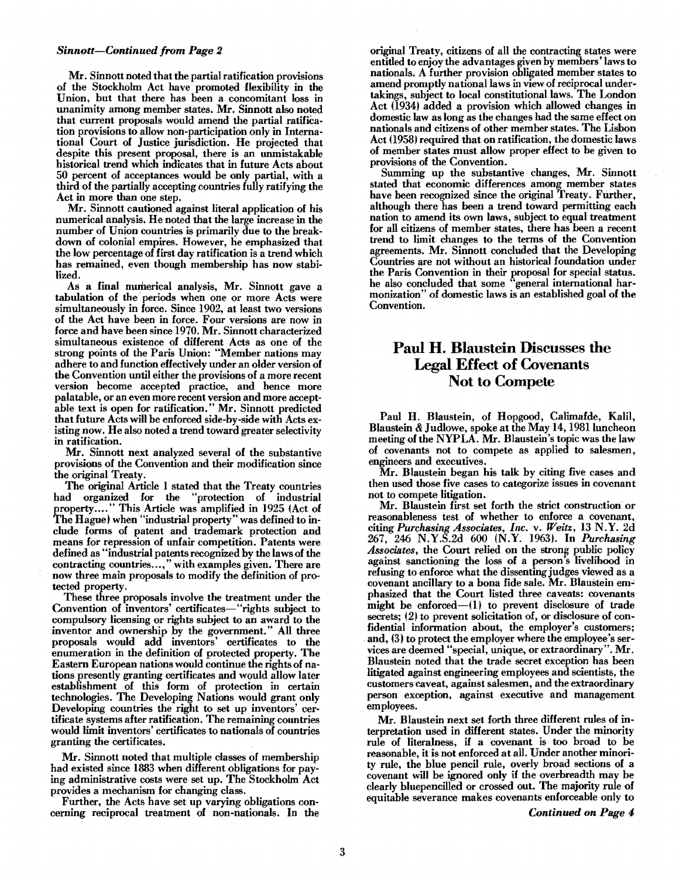*Sinnott—Continued from Page 2*

Mr. Sinnott noted that the partial ratification provisions of the Stockholm Act have promoted flexibility in the Union, but that there has been a concomitant loss in unanimity among member states. Mr. Sinnott also noted that current proposals would amend the partial ratification provisions to allow non-participation only in International Court of Justice jurisdiction. He projected that despite this present proposal, there is an unmistakable historical trend which indicates that in future Acts about 50 percent of acceptances would be only partial, with a third of the partially accepting countries fully ratifying the Act in more than one step.

Mr. Sinnott cautioned against literal application of his numerical analysis. He noted that the large increase in the number of Union countries is primarily due to the breakdown of colonial empires. However, he emphasized that the low percentage of first day ratification is a trend which has remained, even though membership has now stabilized.

As a final numerical analysis, Mr. Sinnott gave a tabulation of the periods when one or more Acts were simultaneously in force. Since 1902, at least two versions of the Act have been in force. Four versions are now in force and have been since 1970. Mr. Sinnott characterized simultaneous existence of different Acts as one of the strong points of the Paris Union: "Member nations may adhere to and function effectively under an older version of the Convention until either the provisions of a more recent version become accepted practice, and hence more palatable, or an even more recent version and more acceptable text is open for ratification." Mr. Sinnott predicted that future Acts will be enforced side-by-side with Acts existing now. He also noted a trend toward greater selectivity in ratification.

Mr. Sinnott next analyzed several of the substantive provisions of the Convention and their modification since the original Treaty.

The original Article 1 stated that the Treaty countries had organized for the "protection of industrial property...." This Article was amplified in 1925 (Act of The Hague) when "industrial property" was defined to include forms of patent and trademark protection and means for repression of unfair competition. Patents were defined as "industrial patents recognized by the laws of the contracting countries...," with examples given. There are now three main proposals to modify the definition of protected property.

These three proposals involve the treatment under the Convention of inventors' certificates—"rights subject to compulsory licensing or rights subject to an award to the inventor and ownership by the government." All three proposals would add inventors' certificates to the enumeration in the definition of protected property. The Eastern European nations would continue the rights of nations presently granting certificates and would allow later establishment of this form of protection in certain technologies. The Developing Nations would grant only Developing countries the right to set up inventors' certificate systems after ratification. The remaining countries would limit inventors' certificates to nationals of countries granting the certificates.

Mr. Sinnott noted that multiple classes of membership had existed since 1883 when different obligations for paying administrative costs were set up. The Stockholm Act provides a mechanism for changing class.

Further, the Acts have set up varying obligations concerning reciprocal treatment of non-nationals. In the original Treaty, citizens of all the contracting states were entitled to enjoy the advantages given by members' laws to nationals. A further provision obligated member states to amend promptly national laws in view of reciprocal undertakings, subject to local constitutional laws. The London Act (1934) added a provision which allowed changes in domestic law as long as the changes had the same effect on nationals and citizens of other member states. The Lisbon Act (1958) required that on ratification, the domestic laws of member states must allow proper effect to be given to provisions of the Convention.

Summing up the substantive changes, Mr. Sinnott stated that economic differences among member states have been recognized since the original Treaty. Further, although there has been a trend toward permitting each nation to amend its own laws, subject to equal treatment for all citizens of member states, there has been a recent trend to limit changes to the terms of the Convention agreements. Mr. Sinnott concluded that the Developing Countries are not without an historical foundation under the Paris Convention in their proposal for special status. he also concluded that some "general international harmonization" of domestic laws is an established goal of the Convention.

## Paul H. Blaustein Discusses the Legal Effect of Covenants Not to Compete

Paul H. Blaustein, of Hopgood, Calimafde, Kalil, Blaustein & Judlowe, spoke at the May 14, 1981 luncheon meeting of the NYPLA. Mr. Blaustein's topic was the law of covenants not to compete as applied to salesmen, engineers and executives.

Mr. Blaustein began his talk by citing five cases and then used those five cases to categorize issues in covenant not to compete litigation.

Mr. Blaustein first set forth the strict construction or reasonableness test of whether to enforce a covenant, citing *Purchasing Associates, Inc.* v. *Weitz*, 13 N.Y. 2d 267, 246 N.Y.S.2d 600 (N.Y. 1963). In *Purchasing Associates*, the Court relied on the strong public policy against sanctioning the loss of a person's livelihood in refusing to enforce what the dissenting judges viewed as a covenant ancillary to a bona fide sale. Mr. Blaustein emphasized that the Court listed three caveats: covenants might be enforced—(1) to prevent disclosure of trade secrets; (2) to prevent solicitation of, or disclosure of confidential information about, the employer's customers; and, (3) to protect the employer where the employee's services are deemed "special, unique, or extraordinary". Mr. Blaustein noted that the trade secret exception has been litigated against engineering employees and scientists, the customers caveat, against salesmen, and the extraordinary person exception, against executive and management employees.

Mr. Blaustein next set forth three different rules of interpretation used in different states. Under the minority rule of literalness, if a covenant is too broad to be reasonable, it is not enforced at all. Under another minority rule, the blue pencil rule, overly broad sections of a covenant will be ignored only if the overbreadth may be clearly bluepencilled or crossed out. The majority rule of equitable severance makes covenants enforceable only to

*Continued on Page 4*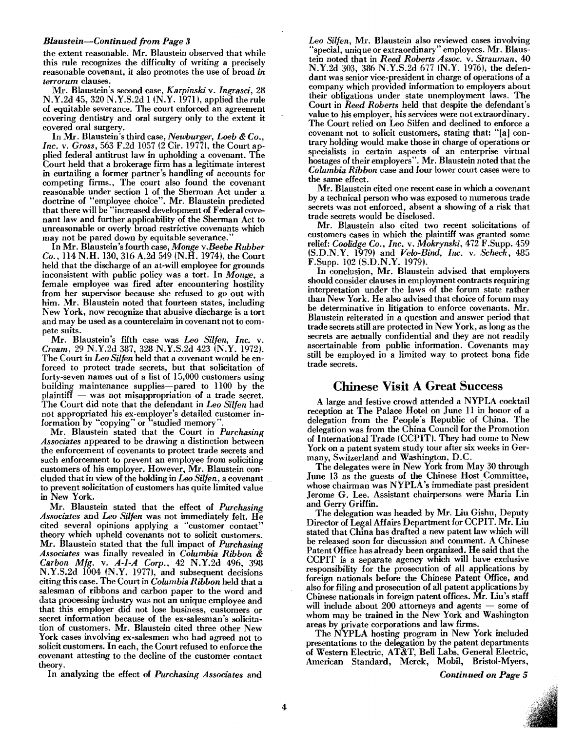*Blaustein—Continued from Page 3*

the extent reasonable. Mr. Blaustein observed that while this rule recognizes the difficulty of writing a precisely reasonable covenant, it also promotes the use of broad *in terrorum* clauses.

Mr. Blaustein's second case, *Karpinski* v. *Ingrasci*, 28 N.Y.2d 45, 320 N.Y.S.2d 1 (N.Y. 1971), applied the rule of equitable severance. The court enforced an agreement covering dentistry and oral surgery only to the extent it covered oral surgery.

In Mr. Blaustein's third case, *Newburger, Loeb & Co., Inc.* v. *Gross*, 563 F.2d 1057 (2 Cir. 1977), the Court applied federal antitrust law in upholding a covenant. The Court held that a brokerage firm has a legitimate interest in curtailing a former partner's handling of accounts for competing firms., The court also found the covenant reasonable under section 1 of the Sherman Act under a doctrine of "employee choice". Mr. Blaustein predicted that there will be "increased development of Federal covenant law and further applicability of the Sherman Act to unreasonable or overly broad restrictive covenants which may not be pared down by equitable severance."

In Mr. Blaustein's fourth case, *Monge* v.*Beebe Rubber Co.*, 114 N.H. 130, 316 A.2d 549 (N.H. 1974), the Court held that the discharge of an at-will employee for grounds inconsistent with public policy was a tort. In *Monge*, a female employee was fired after encountering hostility from her supervisor because she refused to go out with him. Mr. Blaustein noted that fourteen states, including New York, now recognize that abusive discharge is a tort and may be used as a counterclaim in covenant not to compete suits.

Mr. Blaustein's fifth case was *Leo Silfen, Inc.* v. *Cream*, 29 N.Y.2d 387, 328 N.Y.S.2d 423 (N.Y. 1972). The Court in *Leo Silfen* held that a covenant would be enforced to protect trade secrets, but that solicitation of forty-seven names out of a list of 15,000 customers using building maintenance supplies—pared to 1100 by the plaintiff — was not misappropriation of a trade secret. The Court did note that the defendant in *Leo Silfen* had not appropriated his ex-employer's detailed customer information by "copying" or "studied memory".

Mr. Blaustein stated that the Court in *Purchasing Associates* appeared to be drawing a distinction between the enforcement of covenants to protect trade secrets and such enforcement to prevent an employee from soliciting customers of his employer. However, Mr. Blaustein concluded that in view of the holding in *Leo Silfen*, a covenant to prevent solicitation of customers has quite limited value in New York.

Mr. Blaustein stated that the effect of *Purchasing Associates* and *Leo Silfen* was not immediately felt. He cited several opinions applying a "customer contact" theory which upheld covenants not to solicit customers. Mr. Blaustein stated that the full impact of *Purchasing Associates* was finally revealed in *Columbia Ribbon & Carbon Mfg.* v. *A-1-A Corp.*, 42 N.Y.2d 496, 398 N.Y.S.2d 1004 (N.Y. 1977), and subsequent decisions citing this case. The Court in *Columbia Ribbon* held that a salesman of ribbons and carbon paper to the word and data processing industry was not an unique employee and that this employer did not lose business, customers or secret information because of the ex-salesman's solicitation of customers. Mr. Blaustein cited three other New York cases involving ex-salesmen who had agreed not to solicit customers. In each, the Court refused to enforce the covenant attesting to the decline of the customer contact theory.

In analyzing the effect of *Purchasing Associates* and *Leo Silfen*, Mr. Blaustein also reviewed cases involving "special, unique or extraordinary" employees. Mr. Blaustein noted that in *Reed Roberts Assoc.* v. *Strauman*, 40 N.Y.2d 303, 386 N.Y.S.2d 677 (N.Y. 1976), the defendant was senior vice-president in charge of operations of a company which provided information to employers about their obligations under state unemployment laws. The Court in *Reed Roberts* held that despite the defendant's value to his employer, his services were not extraordinary. The Court relied on Leo Silfen and declined to enforce a covenant not to solicit customers, stating that: "[a] contrary holding would make those in charge of operations or specialists in certain aspects of an enterprise virtual hostages of their employers". Mr. Blaustein noted that the *Columbia Ribbon* case and four lower court cases were to the same effect.

Mr. Blaustein cited one recent case in which a covenant by a technical person who was exposed to numerous trade secrets was not enforced, absent a showing of a risk that trade secrets would be disclosed.

Mr. Blaustein also cited two recent solicitations of customers cases in which the plaintiff was granted some relief: *Coolidge Co., Inc.* v. *Mokrynski*, 472 F.Supp. 459 (S.D.N.Y. 1979) and *Velo-Bind, Inc.* v. *Scheck*, 485 F.Supp. 102 (S.D.N.Y. 1979).

In conclusion, Mr. Blaustein advised that employers should consider clauses in employment contracts requiring interpretation under the laws of the forum state rather than New York. He also advised that choice of forum may be determinative in litigation to enforce covenants. Mr. Blaustein reiterated in a question and answer period that trade secrets still are protected in New York, as long as the secrets are actually confidential and they are not readily ascertainable from public information. Covenants may still be employed in a limited way to protect bona fide trade secrets.

## Chinese Visit A Great Success

A large and festive crowd attended a NYPLA cocktail reception at The Palace Hotel on June 11 in honor of a delegation from the People's Republic of China. The delegation was from the China Council for the Promotion of International Trade (CCPIT). They had come to New York on a patent system study tour after six weeks in Germany, Switzerland and Washington, D.C.

The delegates were in New York from May 30 through June 13 as the guests of the Chinese Host Committee, whose chairman was NYPLA's immediate past president Jerome G. Lee. Assistant chairpersons were Maria Lin and Gerry Griffin.

The delegation was headed by Mr. Liu Gishu, Deputy Director of Legal Affairs Department for CCPIT. Mr. Liu stated that China has drafted a new patent law which will be released soon for discussion and comment. A Chinese Patent Office has already been organized. He said that the CCPIT is a separate agency which will have exclusive responsibility for the prosecution of all applications by foreign nationals before the Chinese Patent Office, and also for filing and prosecution of all patent applications by Chinese nationals in foreign patent offices. Mr. Liu's staff will include about 200 attorneys and agents — some of whom may be trained in the New York and Washington areas by private corporations and law firms.

The NYPLA hosting program in New York included presentations to the delegation by the patent departments of Western Electric, AT&T, Bell Labs, General Electric, American Standard, Merck, Mobil, Bristol-Myers,

*Continued on Page 5*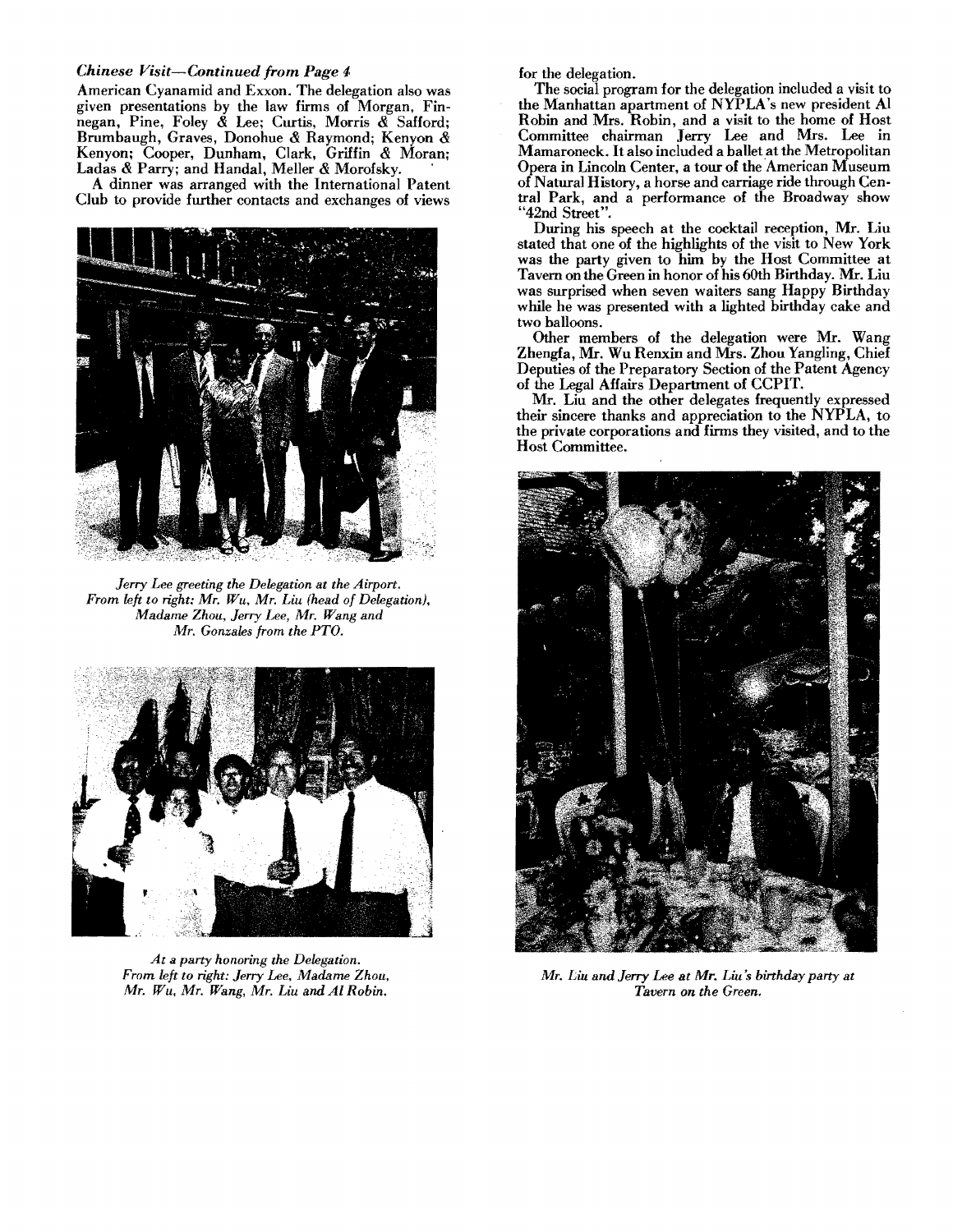*Chinese Visit—Continued from Page 4*

American Cyanamid and Exxon. The delegation also was given presentations by the law firms of Morgan, Finnegan, Pine, Foley & Lee; Curtis, Morris & Safford; Brumbaugh, Graves, Donohue & Raymond; Kenyon & Kenyon; Cooper, Dunham, Clark, Griffin & Moran; Ladas & Parry; and Handal, Meller & Morofsky.

A dinner was arranged with the International Patent Club to provide further contacts and exchanges of views for the delegation.

*Jerry Lee greeting the Delegation at the Airport. From left to right: Mr. Wu, Mr. Liu (head of Delegation), Madame Zhou, Jerry Lee, Mr. Wang and Mr. Gonzales from the PTO.*

*At a party honoring the Delegation. From left to right: Jerry Lee, Madame Zhou, Mr. Wu, Mr. Wang, Mr. Liu and Al Robin.*

The social program for the delegation included a visit to the Manhattan apartment of NYPLA's new president Al Robin and Mrs. Robin, and a visit to the home of Host Committee chairman Jerry Lee and Mrs. Lee in Mamaroneck. It also included a ballet at the Metropolitan Opera in Lincoln Center, a tour of the American Museum of Natural History, a horse and carriage ride through Central Park, and a performance of the Broadway show "42nd Street".

During his speech at the cocktail reception, Mr. Liu stated that one of the highlights of the visit to New York was the party given to him by the Host Committee at Tavern on the Green in honor of his 60th Birthday. Mr. Liu was surprised when seven waiters sang Happy Birthday while he was presented with a lighted birthday cake and two balloons.

Other members of the delegation were Mr. Wang Zhengfa, Mr. Wu Renxin and Mrs. Zhou Yangling, Chief Deputies of the Preparatory Section of the Patent Agency of the Legal Affairs Department of CCPIT.

Mr. Liu and the other delegates frequently expressed their sincere thanks and appreciation to the NYPLA, to the private corporations and firms they visited, and to the Host Committee.

*Mr. Liu and Jerry Lee at Mr. Liu's birthday party at Tavern on the Green.*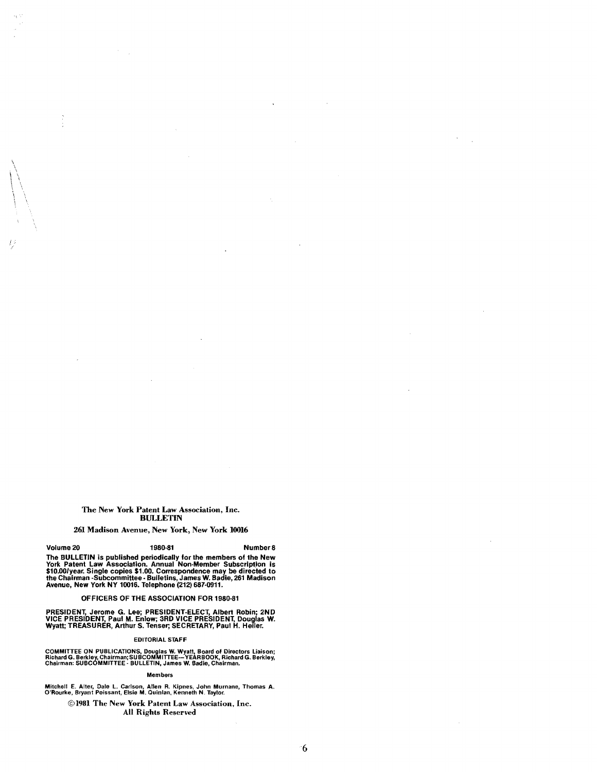The New York Patent Law Association, Inc.
**BULLETIN**

261 Madison Avenue, New York, New York 10016

**Volume 20** **1980-81** **Number 8**

**The BULLETIN is published periodically for the members of the New York Patent Law Association. Annual Non-Member Subscription is $10.00/year. Single copies $1.00. Correspondence may be directed to the Chairman -Subcommittee - Bulletins, James W. Badie, 261 Madison Avenue, New York NY 10016. Telephone (212) 687-0911.**

**OFFICERS OF THE ASSOCIATION FOR 1980-81**

**PRESIDENT, Jerome G. Lee; PRESIDENT-ELECT, Albert Robin; 2ND VICE PRESIDENT, Paul M. Enlow; 3RD VICE PRESIDENT, Douglas W. Wyatt; TREASURER, Arthur S. Tenser; SECRETARY, Paul H. Heller.**

**EDITORIAL STAFF**

**COMMITTEE ON PUBLICATIONS, Douglas W. Wyatt, Board of Directors Liaison; Richard G. Berkley, Chairman; SUBCOMMITTEE—YEARBOOK, Richard G. Berkley, Chairman: SUBCOMMITTEE - BULLETIN, James W. Badie, Chairman.**

**Members**

**Mitchell E. Alter, Dale L. Carlson, Allen R. Kipnes, John Murnane, Thomas A. O'Rourke, Bryant Poissant, Elsie M. Quinlan, Kenneth N. Taylor.**

©1981 The New York Patent Law Association, Inc.
All Rights Reserved